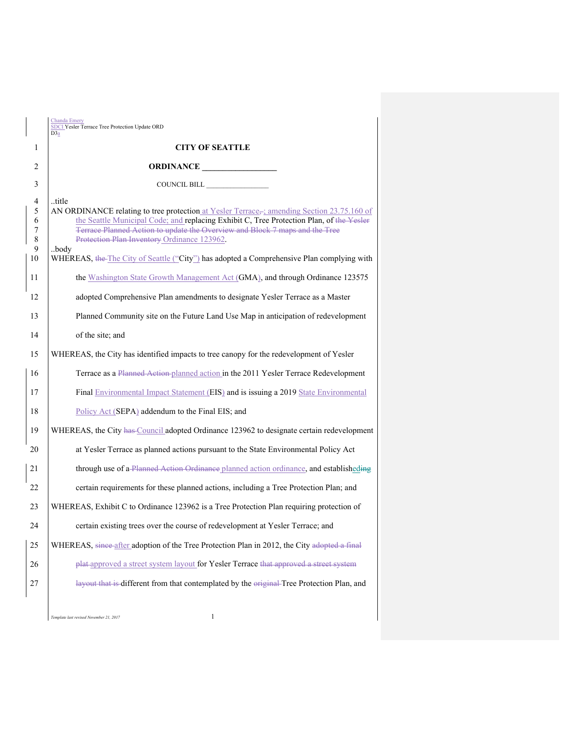**CITY OF SEATTLE**

**ORDINANCE __________________**

COUNCIL BILL __________________

..title

AN ORDINANCE relating to tree protection at Yesler Terrace; amending Section 23.75.160 of the Seattle Municipal Code; and replacing Exhibit C, Tree Protection Plan, of Ordinance 123962.

..body

WHEREAS, The City of Seattle ("City") has adopted a Comprehensive Plan complying with the Washington State Growth Management Act (GMA), and through Ordinance 123575 adopted Comprehensive Plan amendments to designate Yesler Terrace as a Master Planned Community site on the Future Land Use Map in anticipation of redevelopment of the site; and

WHEREAS, the City has identified impacts to tree canopy for the redevelopment of Yesler Terrace as a planned action in the 2011 Yesler Terrace Redevelopment Final Environmental Impact Statement (EIS) and is issuing a 2019 State Environmental Policy Act (SEPA) addendum to the Final EIS; and

WHEREAS, the City Council adopted Ordinance 123962 to designate certain redevelopment at Yesler Terrace as planned actions pursuant to the State Environmental Policy Act through use of a planned action ordinance, and established certain requirements for these planned actions, including a Tree Protection Plan; and

WHEREAS, Exhibit C to Ordinance 123962 is a Tree Protection Plan requiring protection of certain existing trees over the course of redevelopment at Yesler Terrace; and

WHEREAS, after adoption of the Tree Protection Plan in 2012, the City approved a street system layout for Yesler Terrace different from that contemplated by the Tree Protection Plan, and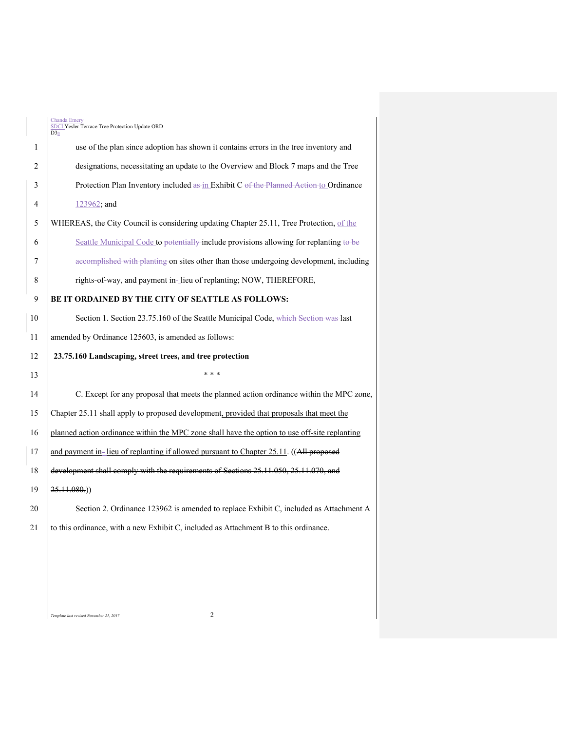use of the plan since adoption has shown it contains errors in the tree inventory and designations, necessitating an update to the Overview and Block 7 maps and the Tree Protection Plan Inventory included ~~as~~ in Exhibit C ~~of the Planned Action~~ to Ordinance 123962; and

WHEREAS, the City Council is considering updating Chapter 25.11, Tree Protection, of the Seattle Municipal Code to ~~potentially~~ include provisions allowing for replanting ~~to be accomplished with planting~~ on sites other than those undergoing development, including rights-of-way, and payment in- lieu of replanting; NOW, THEREFORE,

**BE IT ORDAINED BY THE CITY OF SEATTLE AS FOLLOWS:**

Section 1. Section 23.75.160 of the Seattle Municipal Code, ~~which Section was~~ last amended by Ordinance 125603, is amended as follows:

**23.75.160 Landscaping, street trees, and tree protection**

\* \* \*

C. Except for any proposal that meets the planned action ordinance within the MPC zone, Chapter 25.11 shall apply to proposed development, provided that proposals that meet the planned action ordinance within the MPC zone shall have the option to use off-site replanting and payment in- lieu of replanting if allowed pursuant to Chapter 25.11. ((~~All proposed development shall comply with the requirements of Sections 25.11.050, 25.11.070, and 25.11.080.~~))

Section 2. Ordinance 123962 is amended to replace Exhibit C, included as Attachment A to this ordinance, with a new Exhibit C, included as Attachment B to this ordinance.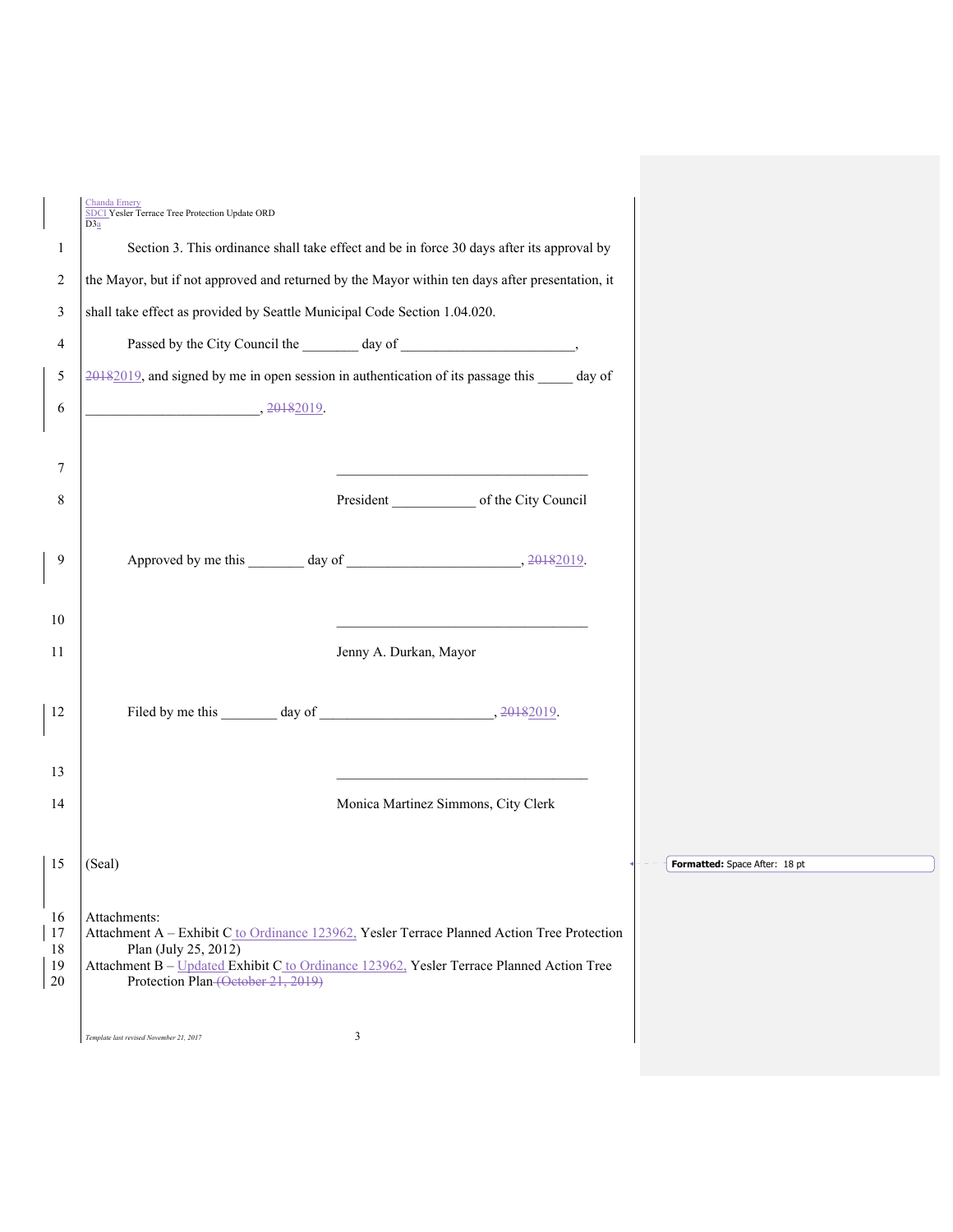Section 3. This ordinance shall take effect and be in force 30 days after its approval by the Mayor, but if not approved and returned by the Mayor within ten days after presentation, it shall take effect as provided by Seattle Municipal Code Section 1.04.020.

Passed by the City Council the ________ day of ________________________, ~~2018~~2019, and signed by me in open session in authentication of its passage this _____ day of ________________________, ~~2018~~2019.

____________________________________

President ____________ of the City Council

Approved by me this ________ day of ________________________, ~~2018~~2019.

____________________________________

Jenny A. Durkan, Mayor

Filed by me this ________ day of ________________________, ~~2018~~2019.

____________________________________

Monica Martinez Simmons, City Clerk

(Seal)

Attachments:
Attachment A – Exhibit C to Ordinance 123962, Yesler Terrace Planned Action Tree Protection Plan (July 25, 2012)
Attachment B – Updated Exhibit C to Ordinance 123962, Yesler Terrace Planned Action Tree Protection Plan ~~(October 21, 2019)~~